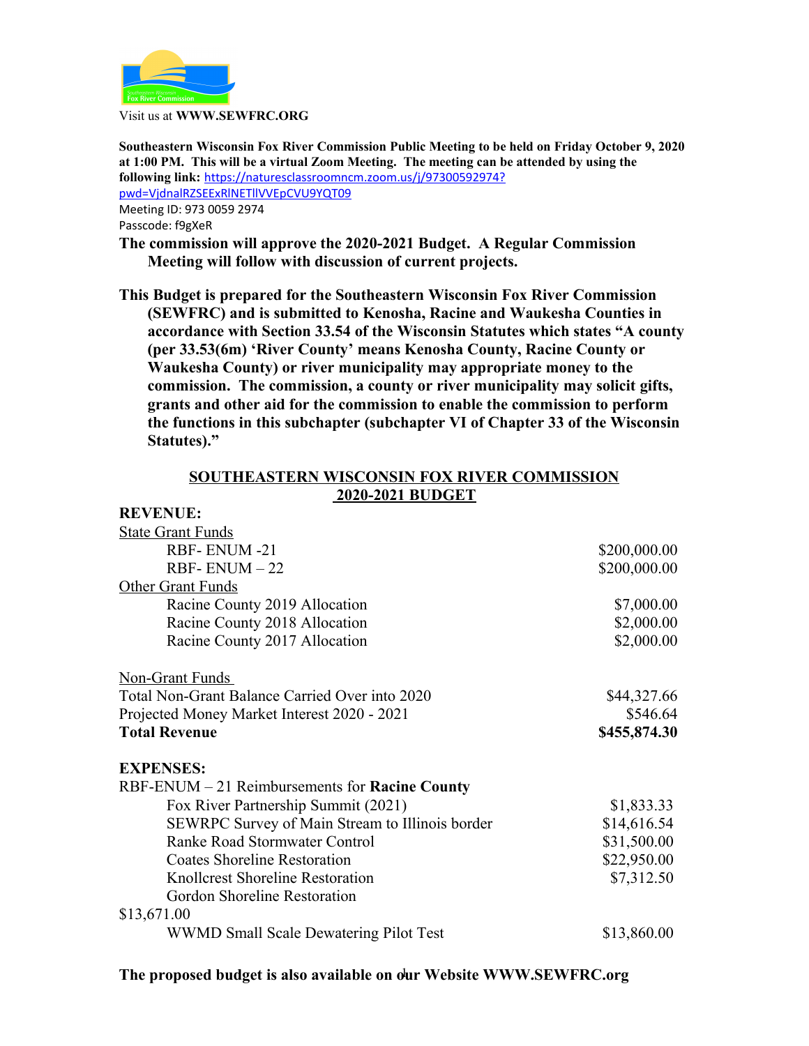Visit us at **WWW.SEWFRC.ORG**

**Southeastern Wisconsin Fox River Commission Public Meeting to be held on Friday October 9, 2020 at 1:00 PM. This will be a virtual Zoom Meeting. The meeting can be attended by using the following link:** https://naturesclassroomncm.zoom.us/j/97300592974?pwd=VjdnalRZSEExRlNETllVVEpCVU9YQT09

Meeting ID: 973 0059 2974

Passcode: f9gXeR

**The commission will approve the 2020-2021 Budget. A Regular Commission Meeting will follow with discussion of current projects.**

**This Budget is prepared for the Southeastern Wisconsin Fox River Commission (SEWFRC) and is submitted to Kenosha, Racine and Waukesha Counties in accordance with Section 33.54 of the Wisconsin Statutes which states "A county (per 33.53(6m) 'River County' means Kenosha County, Racine County or Waukesha County) or river municipality may appropriate money to the commission. The commission, a county or river municipality may solicit gifts, grants and other aid for the commission to enable the commission to perform the functions in this subchapter (subchapter VI of Chapter 33 of the Wisconsin Statutes)."**

## SOUTHEASTERN WISCONSIN FOX RIVER COMMISSION 2020-2021 BUDGET

**REVENUE:**

| | |
|---|---|
| State Grant Funds | |
| RBF- ENUM -21 | $200,000.00 |
| RBF- ENUM – 22 | $200,000.00 |
| Other Grant Funds | |
| Racine County 2019 Allocation | $7,000.00 |
| Racine County 2018 Allocation | $2,000.00 |
| Racine County 2017 Allocation | $2,000.00 |
| Non-Grant Funds | |
| Total Non-Grant Balance Carried Over into 2020 | $44,327.66 |
| Projected Money Market Interest 2020 - 2021 | $546.64 |
| **Total Revenue** | **$455,874.30** |

**EXPENSES:**

| | |
|---|---|
| RBF-ENUM – 21 Reimbursements for **Racine County** | |
| Fox River Partnership Summit (2021) | $1,833.33 |
| SEWRPC Survey of Main Stream to Illinois border | $14,616.54 |
| Ranke Road Stormwater Control | $31,500.00 |
| Coates Shoreline Restoration | $22,950.00 |
| Knollcrest Shoreline Restoration | $7,312.50 |
| Gordon Shoreline Restoration | $13,671.00 |
| WWMD Small Scale Dewatering Pilot Test | $13,860.00 |

**The proposed budget is also available on our Website WWW.SEWFRC.org**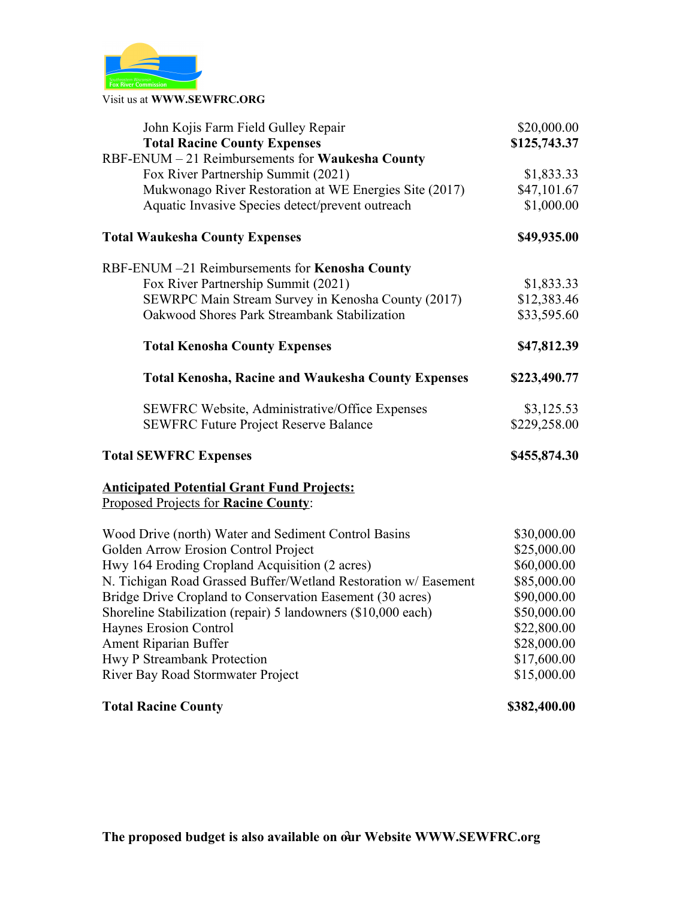Visit us at **WWW.SEWFRC.ORG**

| | |
|---|---|
| John Kojis Farm Field Gulley Repair | $20,000.00 |
| **Total Racine County Expenses** | **$125,743.37** |
| RBF-ENUM – 21 Reimbursements for **Waukesha County** | |
| Fox River Partnership Summit (2021) | $1,833.33 |
| Mukwonago River Restoration at WE Energies Site (2017) | $47,101.67 |
| Aquatic Invasive Species detect/prevent outreach | $1,000.00 |
| **Total Waukesha County Expenses** | **$49,935.00** |
| RBF-ENUM –21 Reimbursements for **Kenosha County** | |
| Fox River Partnership Summit (2021) | $1,833.33 |
| SEWRPC Main Stream Survey in Kenosha County (2017) | $12,383.46 |
| Oakwood Shores Park Streambank Stabilization | $33,595.60 |
| **Total Kenosha County Expenses** | **$47,812.39** |
| **Total Kenosha, Racine and Waukesha County Expenses** | **$223,490.77** |
| SEWFRC Website, Administrative/Office Expenses | $3,125.53 |
| SEWFRC Future Project Reserve Balance | $229,258.00 |
| **Total SEWFRC Expenses** | **$455,874.30** |

**Anticipated Potential Grant Fund Projects:**

Proposed Projects for **Racine County**:

| | |
|---|---|
| Wood Drive (north) Water and Sediment Control Basins | $30,000.00 |
| Golden Arrow Erosion Control Project | $25,000.00 |
| Hwy 164 Eroding Cropland Acquisition (2 acres) | $60,000.00 |
| N. Tichigan Road Grassed Buffer/Wetland Restoration w/ Easement | $85,000.00 |
| Bridge Drive Cropland to Conservation Easement (30 acres) | $90,000.00 |
| Shoreline Stabilization (repair) 5 landowners ($10,000 each) | $50,000.00 |
| Haynes Erosion Control | $22,800.00 |
| Ament Riparian Buffer | $28,000.00 |
| Hwy P Streambank Protection | $17,600.00 |
| River Bay Road Stormwater Project | $15,000.00 |
| **Total Racine County** | **$382,400.00** |

**The proposed budget is also available on our Website WWW.SEWFRC.org**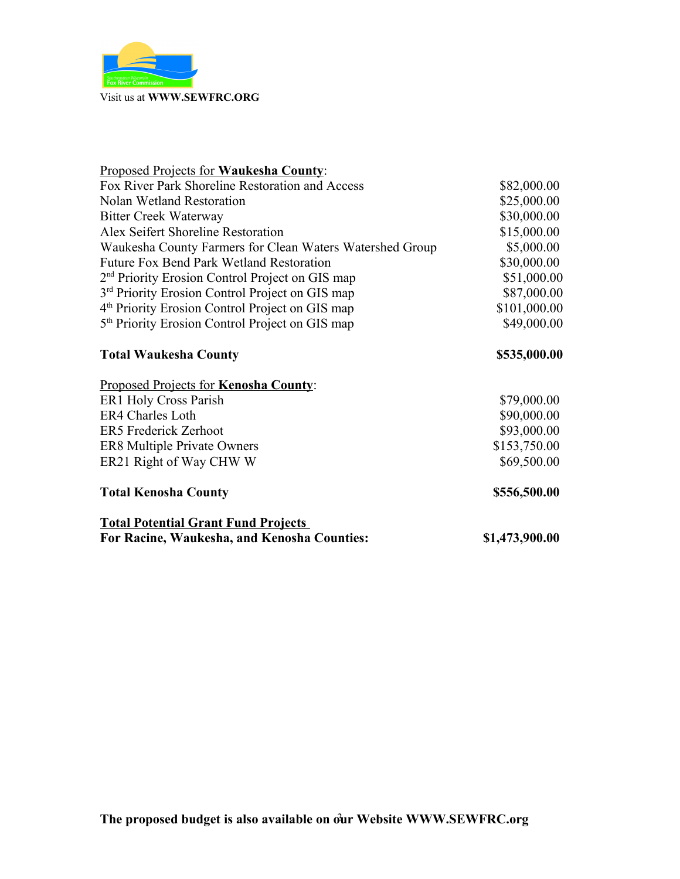Visit us at **WWW.SEWFRC.ORG**

| | |
|---|---|
| Proposed Projects for **Waukesha County**: | |
| Fox River Park Shoreline Restoration and Access | $82,000.00 |
| Nolan Wetland Restoration | $25,000.00 |
| Bitter Creek Waterway | $30,000.00 |
| Alex Seifert Shoreline Restoration | $15,000.00 |
| Waukesha County Farmers for Clean Waters Watershed Group | $5,000.00 |
| Future Fox Bend Park Wetland Restoration | $30,000.00 |
| 2nd Priority Erosion Control Project on GIS map | $51,000.00 |
| 3rd Priority Erosion Control Project on GIS map | $87,000.00 |
| 4th Priority Erosion Control Project on GIS map | $101,000.00 |
| 5th Priority Erosion Control Project on GIS map | $49,000.00 |
| **Total Waukesha County** | **$535,000.00** |
| Proposed Projects for **Kenosha County**: | |
| ER1 Holy Cross Parish | $79,000.00 |
| ER4 Charles Loth | $90,000.00 |
| ER5 Frederick Zerhoot | $93,000.00 |
| ER8 Multiple Private Owners | $153,750.00 |
| ER21 Right of Way CHW W | $69,500.00 |
| **Total Kenosha County** | **$556,500.00** |
| **Total Potential Grant Fund Projects For Racine, Waukesha, and Kenosha Counties:** | **$1,473,900.00** |

**The proposed budget is also available on our Website WWW.SEWFRC.org**